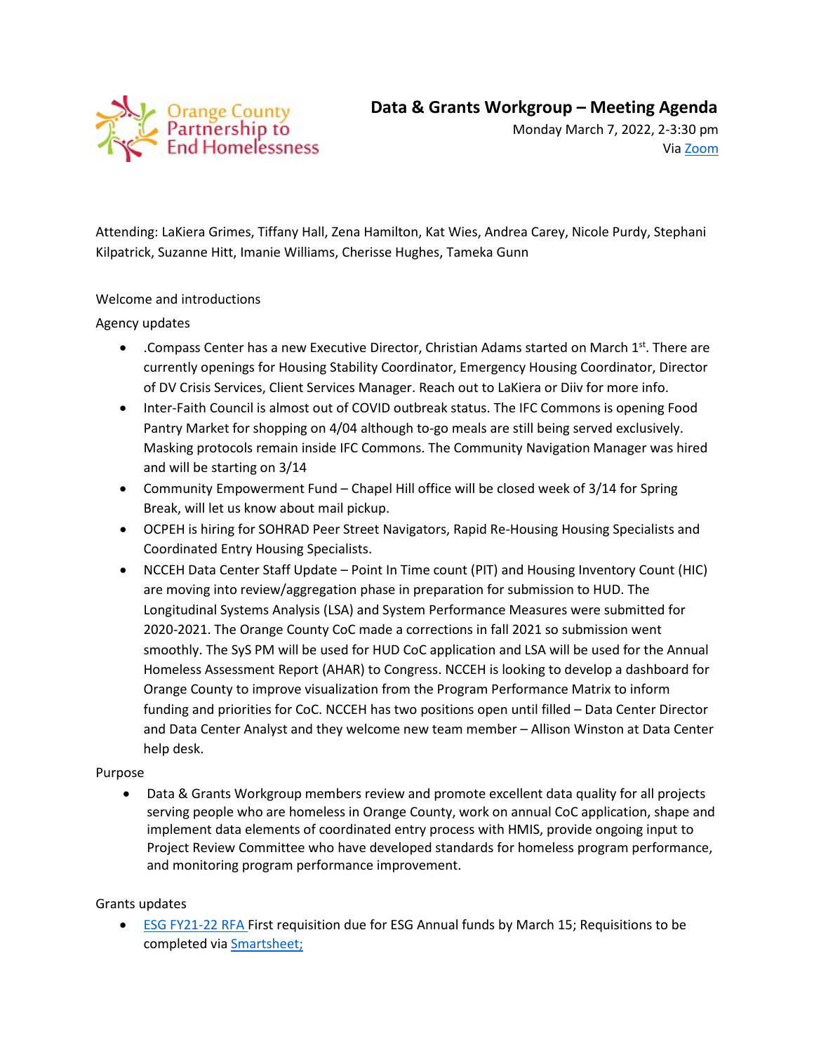Orange County Partnership to End Homelessness

# Data & Grants Workgroup – Meeting Agenda

Monday March 7, 2022, 2-3:30 pm
Via [Zoom]

Attending: LaKiera Grimes, Tiffany Hall, Zena Hamilton, Kat Wies, Andrea Carey, Nicole Purdy, Stephani Kilpatrick, Suzanne Hitt, Imanie Williams, Cherisse Hughes, Tameka Gunn

Welcome and introductions

Agency updates

- .Compass Center has a new Executive Director, Christian Adams started on March 1st. There are currently openings for Housing Stability Coordinator, Emergency Housing Coordinator, Director of DV Crisis Services, Client Services Manager. Reach out to LaKiera or Diiv for more info.
- Inter-Faith Council is almost out of COVID outbreak status. The IFC Commons is opening Food Pantry Market for shopping on 4/04 although to-go meals are still being served exclusively. Masking protocols remain inside IFC Commons. The Community Navigation Manager was hired and will be starting on 3/14
- Community Empowerment Fund – Chapel Hill office will be closed week of 3/14 for Spring Break, will let us know about mail pickup.
- OCPEH is hiring for SOHRAD Peer Street Navigators, Rapid Re-Housing Housing Specialists and Coordinated Entry Housing Specialists.
- NCCEH Data Center Staff Update – Point In Time count (PIT) and Housing Inventory Count (HIC) are moving into review/aggregation phase in preparation for submission to HUD. The Longitudinal Systems Analysis (LSA) and System Performance Measures were submitted for 2020-2021. The Orange County CoC made a corrections in fall 2021 so submission went smoothly. The SyS PM will be used for HUD CoC application and LSA will be used for the Annual Homeless Assessment Report (AHAR) to Congress. NCCEH is looking to develop a dashboard for Orange County to improve visualization from the Program Performance Matrix to inform funding and priorities for CoC. NCCEH has two positions open until filled – Data Center Director and Data Center Analyst and they welcome new team member – Allison Winston at Data Center help desk.

Purpose

- Data & Grants Workgroup members review and promote excellent data quality for all projects serving people who are homeless in Orange County, work on annual CoC application, shape and implement data elements of coordinated entry process with HMIS, provide ongoing input to Project Review Committee who have developed standards for homeless program performance, and monitoring program performance improvement.

Grants updates

- [ESG FY21-22 RFA] First requisition due for ESG Annual funds by March 15; Requisitions to be completed via [Smartsheet;]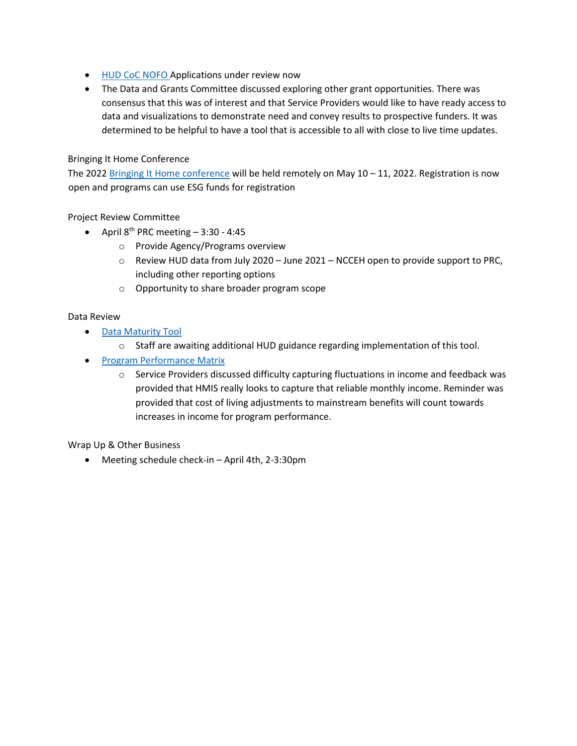- HUD CoC NOFO Applications under review now
- The Data and Grants Committee discussed exploring other grant opportunities. There was consensus that this was of interest and that Service Providers would like to have ready access to data and visualizations to demonstrate need and convey results to prospective funders. It was determined to be helpful to have a tool that is accessible to all with close to live time updates.

Bringing It Home Conference

The 2022 Bringing It Home conference will be held remotely on May 10 – 11, 2022. Registration is now open and programs can use ESG funds for registration

Project Review Committee

- April 8th PRC meeting – 3:30 - 4:45
  - Provide Agency/Programs overview
  - Review HUD data from July 2020 – June 2021 – NCCEH open to provide support to PRC, including other reporting options
  - Opportunity to share broader program scope

Data Review

- Data Maturity Tool
  - Staff are awaiting additional HUD guidance regarding implementation of this tool.
- Program Performance Matrix
  - Service Providers discussed difficulty capturing fluctuations in income and feedback was provided that HMIS really looks to capture that reliable monthly income. Reminder was provided that cost of living adjustments to mainstream benefits will count towards increases in income for program performance.

Wrap Up & Other Business

- Meeting schedule check-in – April 4th, 2-3:30pm